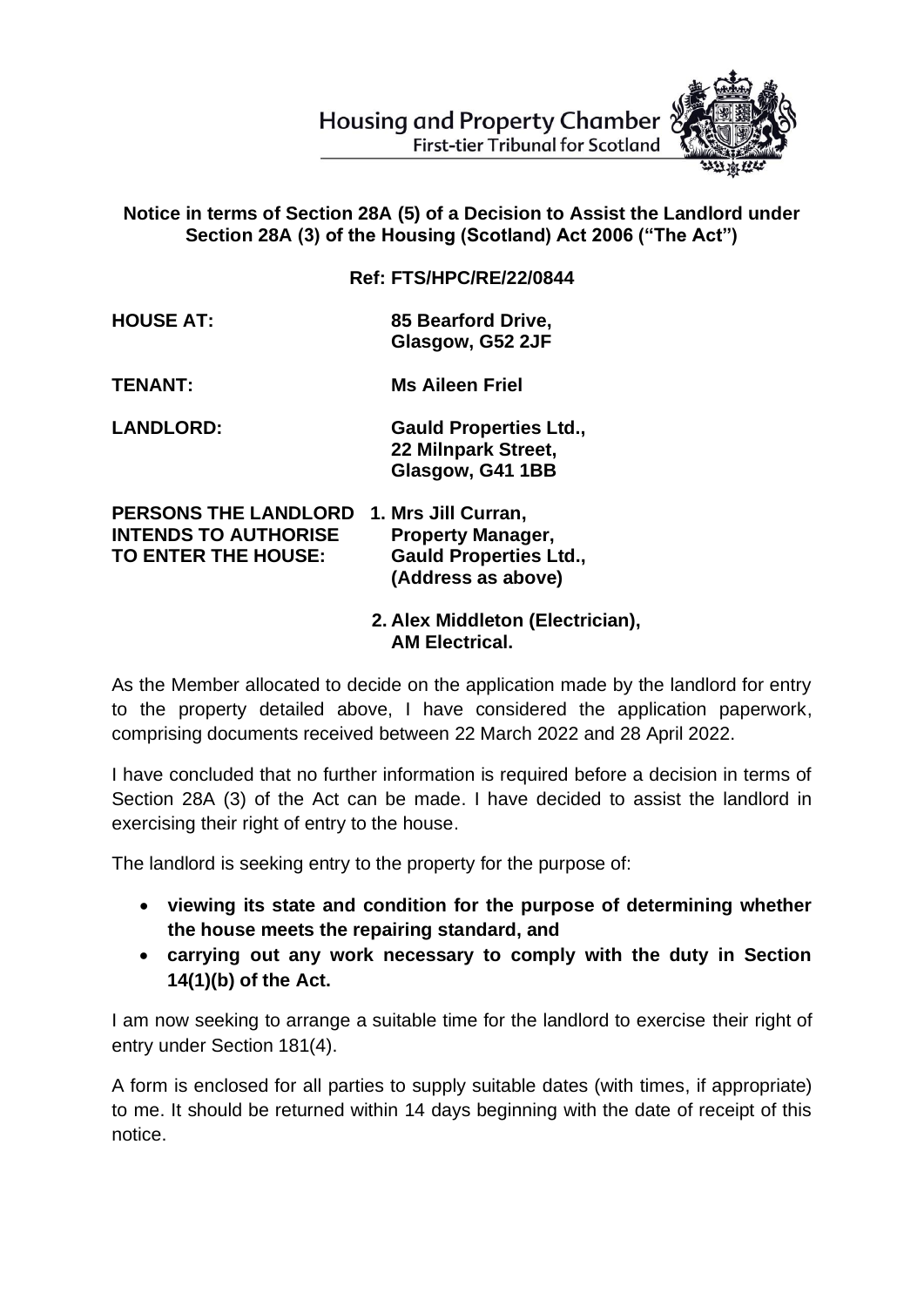Housing and Property Chamber
First-tier Tribunal for Scotland

**Notice in terms of Section 28A (5) of a Decision to Assist the Landlord under Section 28A (3) of the Housing (Scotland) Act 2006 ("The Act")**

**Ref: FTS/HPC/RE/22/0844**

| | |
|---|---|
| **HOUSE AT:** | **85 Bearford Drive, Glasgow, G52 2JF** |
| **TENANT:** | **Ms Aileen Friel** |
| **LANDLORD:** | **Gauld Properties Ltd., 22 Milnpark Street, Glasgow, G41 1BB** |
| **PERSONS THE LANDLORD INTENDS TO AUTHORISE TO ENTER THE HOUSE:** | **1. Mrs Jill Curran, Property Manager, Gauld Properties Ltd., (Address as above)** |
| | **2. Alex Middleton (Electrician), AM Electrical.** |

As the Member allocated to decide on the application made by the landlord for entry to the property detailed above, I have considered the application paperwork, comprising documents received between 22 March 2022 and 28 April 2022.

I have concluded that no further information is required before a decision in terms of Section 28A (3) of the Act can be made. I have decided to assist the landlord in exercising their right of entry to the house.

The landlord is seeking entry to the property for the purpose of:

- **viewing its state and condition for the purpose of determining whether the house meets the repairing standard, and**
- **carrying out any work necessary to comply with the duty in Section 14(1)(b) of the Act.**

I am now seeking to arrange a suitable time for the landlord to exercise their right of entry under Section 181(4).

A form is enclosed for all parties to supply suitable dates (with times, if appropriate) to me. It should be returned within 14 days beginning with the date of receipt of this notice.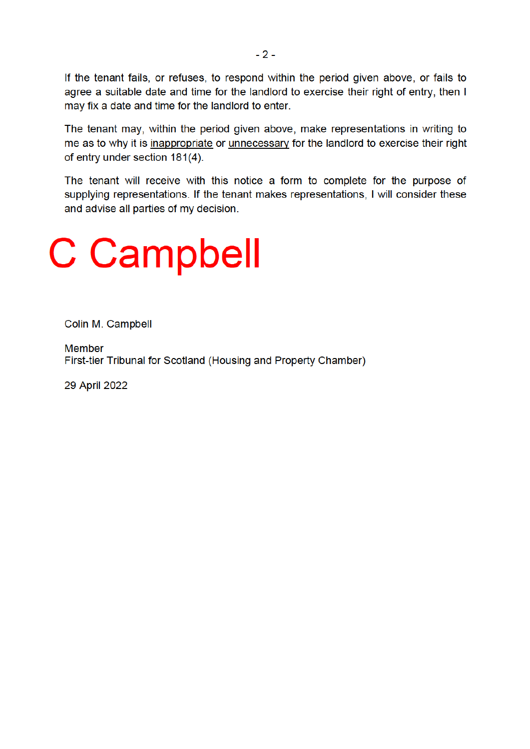If the tenant fails, or refuses, to respond within the period given above, or fails to agree a suitable date and time for the landlord to exercise their right of entry, then I may fix a date and time for the landlord to enter.

The tenant may, within the period given above, make representations in writing to me as to why it is <u>inappropriate</u> or <u>unnecessary</u> for the landlord to exercise their right of entry under section 181(4).

The tenant will receive with this notice a form to complete for the purpose of supplying representations. If the tenant makes representations, I will consider these and advise all parties of my decision.

C Campbell

Colin M. Campbell

Member
First-tier Tribunal for Scotland (Housing and Property Chamber)

29 April 2022